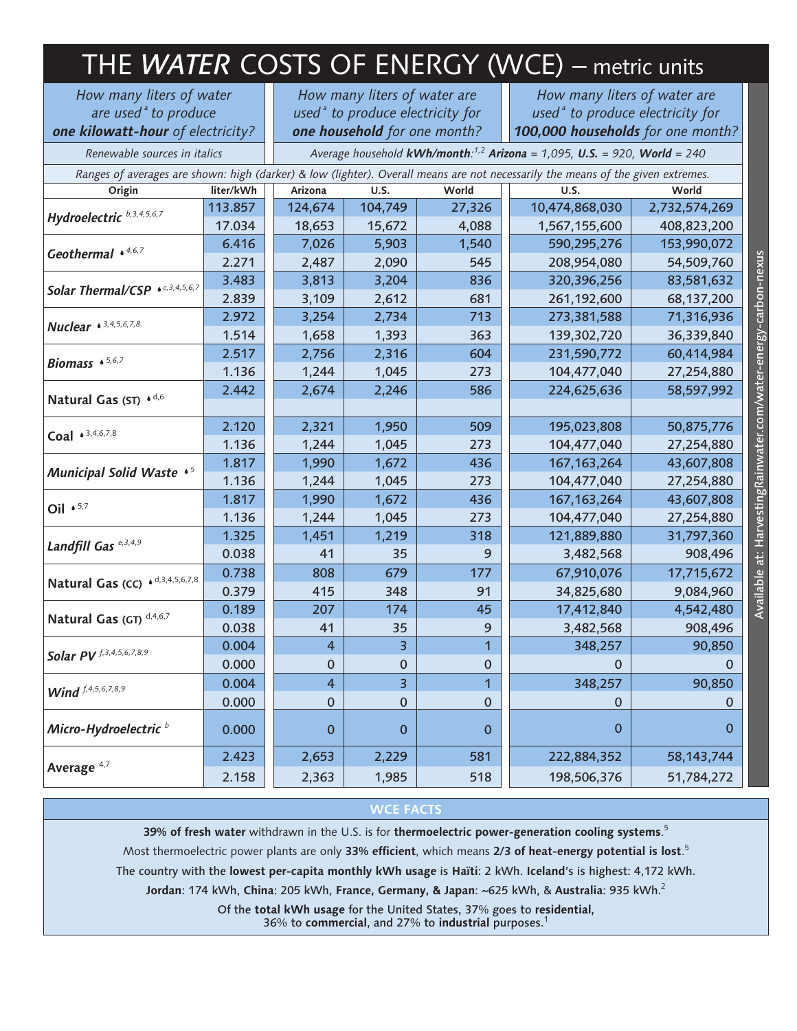# THE *WATER* COSTS OF ENERGY (WCE) – metric units

| *How many liters of water are used[a] to produce **one kilowatt-hour** of electricity?* | | *How many liters of water are used[a] to produce electricity for **one household** for one month?* | | | *How many liters of water are used[a] to produce electricity for **100,000 households** for one month?* | |
|---|---|---|---|---|---|---|
| Renewable sources in italics | | Average household **kWh/month**:[1,2] ***Arizona*** = 1,095, ***U.S.*** = 920, ***World*** = 240 | | | | |
| Ranges of averages are shown: high (darker) & low (lighter). Overall means are not necessarily the means of the given extremes. | | | | | | |
| **Origin** | **liter/kWh** | **Arizona** | **U.S.** | **World** | **U.S.** | **World** |
| ***Hydroelectric*** [b,3,4,5,6,7] | 113.857 | 124,674 | 104,749 | 27,326 | 10,474,868,030 | 2,732,574,269 |
| | 17.034 | 18,653 | 15,672 | 4,088 | 1,567,155,600 | 408,823,200 |
| ***Geothermal*** ♦[4,6,7] | 6.416 | 7,026 | 5,903 | 1,540 | 590,295,276 | 153,990,072 |
| | 2.271 | 2,487 | 2,090 | 545 | 208,954,080 | 54,509,760 |
| ***Solar Thermal/CSP*** ♦[c,3,4,5,6,7] | 3.483 | 3,813 | 3,204 | 836 | 320,396,256 | 83,581,632 |
| | 2.839 | 3,109 | 2,612 | 681 | 261,192,600 | 68,137,200 |
| **Nuclear** ♦[3,4,5,6,7,8] | 2.972 | 3,254 | 2,734 | 713 | 273,381,588 | 71,316,936 |
| | 1.514 | 1,658 | 1,393 | 363 | 139,302,720 | 36,339,840 |
| ***Biomass*** ♦[5,6,7] | 2.517 | 2,756 | 2,316 | 604 | 231,590,772 | 60,414,984 |
| | 1.136 | 1,244 | 1,045 | 273 | 104,477,040 | 27,254,880 |
| **Natural Gas (ST)** ♦[d,6] | 2.442 | 2,674 | 2,246 | 586 | 224,625,636 | 58,597,992 |
| | | | | | | |
| **Coal** ♦[3,4,6,7,8] | 2.120 | 2,321 | 1,950 | 509 | 195,023,808 | 50,875,776 |
| | 1.136 | 1,244 | 1,045 | 273 | 104,477,040 | 27,254,880 |
| ***Municipal Solid Waste*** ♦[5] | 1.817 | 1,990 | 1,672 | 436 | 167,163,264 | 43,607,808 |
| | 1.136 | 1,244 | 1,045 | 273 | 104,477,040 | 27,254,880 |
| **Oil** ♦[5,7] | 1.817 | 1,990 | 1,672 | 436 | 167,163,264 | 43,607,808 |
| | 1.136 | 1,244 | 1,045 | 273 | 104,477,040 | 27,254,880 |
| ***Landfill Gas*** [e,3,4,9] | 1.325 | 1,451 | 1,219 | 318 | 121,889,880 | 31,797,360 |
| | 0.038 | 41 | 35 | 9 | 3,482,568 | 908,496 |
| **Natural Gas (CC)** ♦[d,3,4,5,6,7,8] | 0.738 | 808 | 679 | 177 | 67,910,076 | 17,715,672 |
| | 0.379 | 415 | 348 | 91 | 34,825,680 | 9,084,960 |
| **Natural Gas (GT)** [d,4,6,7] | 0.189 | 207 | 174 | 45 | 17,412,840 | 4,542,480 |
| | 0.038 | 41 | 35 | 9 | 3,482,568 | 908,496 |
| ***Solar PV*** [f,3,4,5,6,7,8,9] | 0.004 | 4 | 3 | 1 | 348,257 | 90,850 |
| | 0.000 | 0 | 0 | 0 | 0 | 0 |
| ***Wind*** [f,4,5,6,7,8,9] | 0.004 | 4 | 3 | 1 | 348,257 | 90,850 |
| | 0.000 | 0 | 0 | 0 | 0 | 0 |
| ***Micro-Hydroelectric*** [b] | 0.000 | 0 | 0 | 0 | 0 | 0 |
| **Average** [4,7] | 2.423 | 2,653 | 2,229 | 581 | 222,884,352 | 58,143,744 |
| | 2.158 | 2,363 | 1,985 | 518 | 198,506,376 | 51,784,272 |

Available at: HarvestingRainwater.com/water-energy-carbon-nexus

## WCE FACTS

**39% of fresh water** withdrawn in the U.S. is for **thermoelectric power-generation cooling systems**.[5]

Most thermoelectric power plants are only **33% efficient**, which means **2/3 of heat-energy potential is lost**.[5]

The country with the **lowest per-capita monthly kWh usage** is **Haïti**: 2 kWh. **Iceland**'s is highest: 4,172 kWh.

**Jordan**: 174 kWh, **China**: 205 kWh, **France, Germany, & Japan**: ~625 kWh, & **Australia**: 935 kWh.[2]

Of the **total kWh usage** for the United States, 37% goes to **residential**, 36% to **commercial**, and 27% to **industrial** purposes.[1]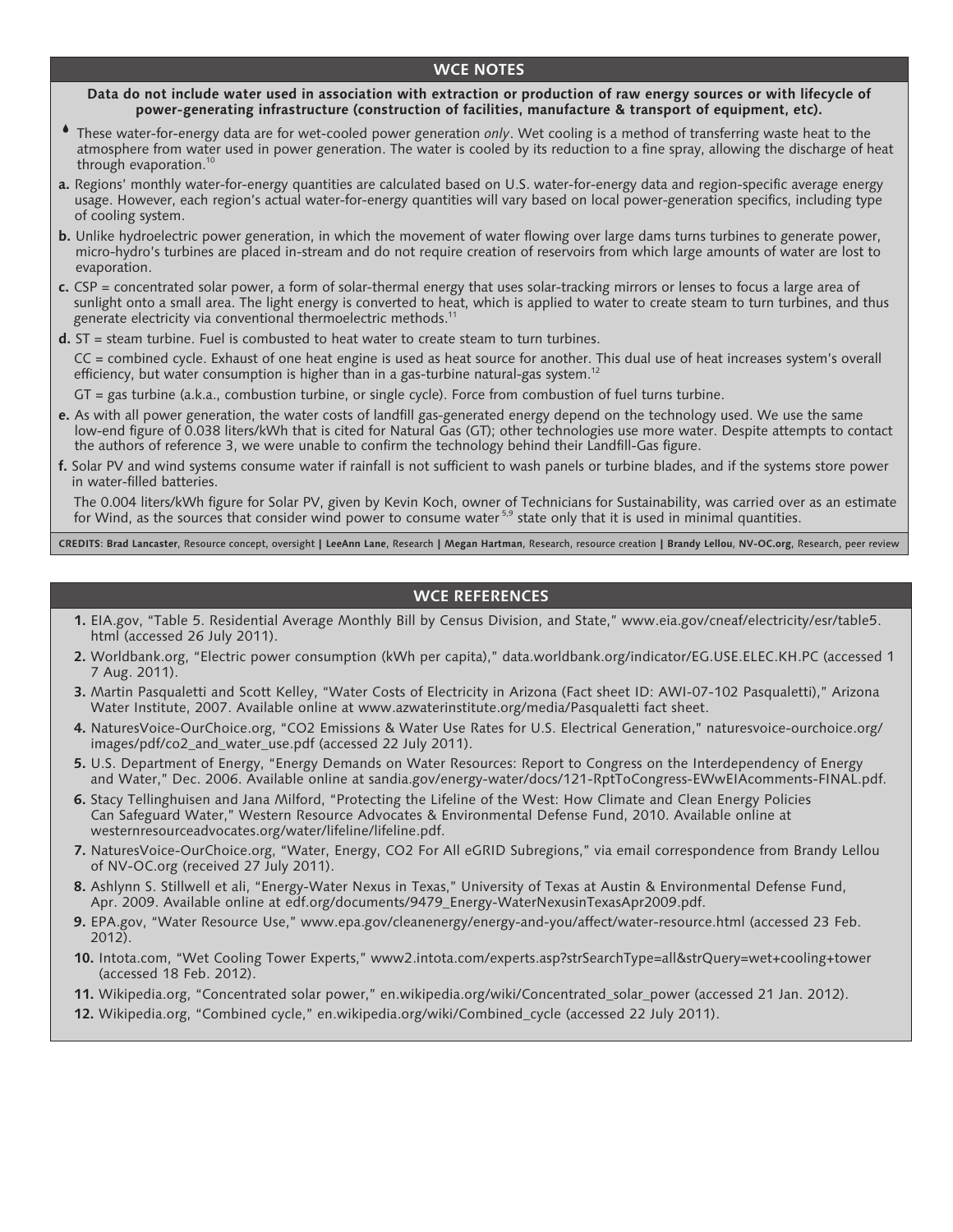## WCE NOTES

**Data do not include water used in association with extraction or production of raw energy sources or with lifecycle of power-generating infrastructure (construction of facilities, manufacture & transport of equipment, etc).**

- These water-for-energy data are for wet-cooled power generation *only*. Wet cooling is a method of transferring waste heat to the atmosphere from water used in power generation. The water is cooled by its reduction to a fine spray, allowing the discharge of heat through evaporation.[10]

**a.** Regions' monthly water-for-energy quantities are calculated based on U.S. water-for-energy data and region-specific average energy usage. However, each region's actual water-for-energy quantities will vary based on local power-generation specifics, including type of cooling system.

**b.** Unlike hydroelectric power generation, in which the movement of water flowing over large dams turns turbines to generate power, micro-hydro's turbines are placed in-stream and do not require creation of reservoirs from which large amounts of water are lost to evaporation.

**c.** CSP = concentrated solar power, a form of solar-thermal energy that uses solar-tracking mirrors or lenses to focus a large area of sunlight onto a small area. The light energy is converted to heat, which is applied to water to create steam to turn turbines, and thus generate electricity via conventional thermoelectric methods.[11]

**d.** ST = steam turbine. Fuel is combusted to heat water to create steam to turn turbines.

CC = combined cycle. Exhaust of one heat engine is used as heat source for another. This dual use of heat increases system's overall efficiency, but water consumption is higher than in a gas-turbine natural-gas system.[12]

GT = gas turbine (a.k.a., combustion turbine, or single cycle). Force from combustion of fuel turns turbine.

**e.** As with all power generation, the water costs of landfill gas-generated energy depend on the technology used. We use the same low-end figure of 0.038 liters/kWh that is cited for Natural Gas (GT); other technologies use more water. Despite attempts to contact the authors of reference 3, we were unable to confirm the technology behind their Landfill-Gas figure.

**f.** Solar PV and wind systems consume water if rainfall is not sufficient to wash panels or turbine blades, and if the systems store power in water-filled batteries.

The 0.004 liters/kWh figure for Solar PV, given by Kevin Koch, owner of Technicians for Sustainability, was carried over as an estimate for Wind, as the sources that consider wind power to consume water[5,9] state only that it is used in minimal quantities.

**CREDITS**: **Brad Lancaster**, Resource concept, oversight | **LeeAnn Lane**, Research | **Megan Hartman**, Research, resource creation | **Brandy Lellou**, **NV-OC.org**, Research, peer review

## WCE REFERENCES

1. EIA.gov, "Table 5. Residential Average Monthly Bill by Census Division, and State," www.eia.gov/cneaf/electricity/esr/table5.html (accessed 26 July 2011).
2. Worldbank.org, "Electric power consumption (kWh per capita)," data.worldbank.org/indicator/EG.USE.ELEC.KH.PC (accessed 17 Aug. 2011).
3. Martin Pasqualetti and Scott Kelley, "Water Costs of Electricity in Arizona (Fact sheet ID: AWI-07-102 Pasqualetti)," Arizona Water Institute, 2007. Available online at www.azwaterinstitute.org/media/Pasqualetti fact sheet.
4. NaturesVoice-OurChoice.org, "CO2 Emissions & Water Use Rates for U.S. Electrical Generation," naturesvoice-ourchoice.org/images/pdf/co2_and_water_use.pdf (accessed 22 July 2011).
5. U.S. Department of Energy, "Energy Demands on Water Resources: Report to Congress on the Interdependency of Energy and Water," Dec. 2006. Available online at sandia.gov/energy-water/docs/121-RptToCongress-EWwEIAcomments-FINAL.pdf.
6. Stacy Tellinghuisen and Jana Milford, "Protecting the Lifeline of the West: How Climate and Clean Energy Policies Can Safeguard Water," Western Resource Advocates & Environmental Defense Fund, 2010. Available online at westernresourceadvocates.org/water/lifeline/lifeline.pdf.
7. NaturesVoice-OurChoice.org, "Water, Energy, CO2 For All eGRID Subregions," via email correspondence from Brandy Lellou of NV-OC.org (received 27 July 2011).
8. Ashlynn S. Stillwell et ali, "Energy-Water Nexus in Texas," University of Texas at Austin & Environmental Defense Fund, Apr. 2009. Available online at edf.org/documents/9479_Energy-WaterNexusinTexasApr2009.pdf.
9. EPA.gov, "Water Resource Use," www.epa.gov/cleanenergy/energy-and-you/affect/water-resource.html (accessed 23 Feb. 2012).
10. Intota.com, "Wet Cooling Tower Experts," www2.intota.com/experts.asp?strSearchType=all&strQuery=wet+cooling+tower (accessed 18 Feb. 2012).
11. Wikipedia.org, "Concentrated solar power," en.wikipedia.org/wiki/Concentrated_solar_power (accessed 21 Jan. 2012).
12. Wikipedia.org, "Combined cycle," en.wikipedia.org/wiki/Combined_cycle (accessed 22 July 2011).